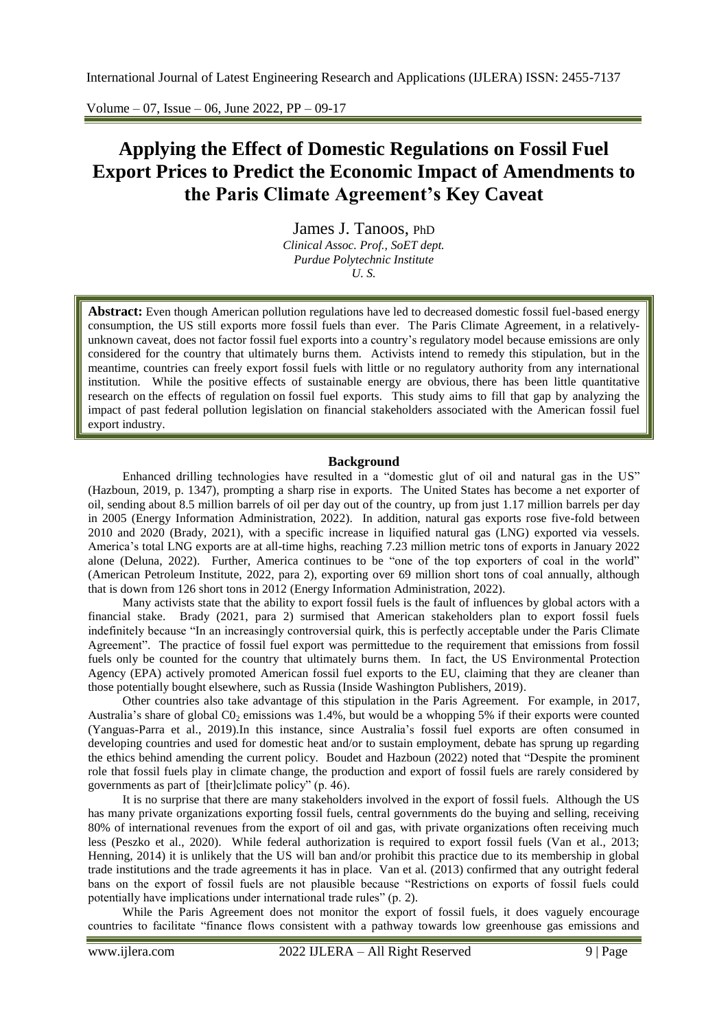# Applying the Effect of Domestic Regulations on Fossil Fuel Export Prices to Predict the Economic Impact of Amendments to the Paris Climate Agreement's Key Caveat

James J. Tanoos, PhD

*Clinical Assoc. Prof., SoET dept.*
*Purdue Polytechnic Institute*
*U. S.*

**Abstract:** Even though American pollution regulations have led to decreased domestic fossil fuel-based energy consumption, the US still exports more fossil fuels than ever. The Paris Climate Agreement, in a relatively-unknown caveat, does not factor fossil fuel exports into a country's regulatory model because emissions are only considered for the country that ultimately burns them. Activists intend to remedy this stipulation, but in the meantime, countries can freely export fossil fuels with little or no regulatory authority from any international institution. While the positive effects of sustainable energy are obvious, there has been little quantitative research on the effects of regulation on fossil fuel exports. This study aims to fill that gap by analyzing the impact of past federal pollution legislation on financial stakeholders associated with the American fossil fuel export industry.

## Background

Enhanced drilling technologies have resulted in a "domestic glut of oil and natural gas in the US" (Hazboun, 2019, p. 1347), prompting a sharp rise in exports. The United States has become a net exporter of oil, sending about 8.5 million barrels of oil per day out of the country, up from just 1.17 million barrels per day in 2005 (Energy Information Administration, 2022). In addition, natural gas exports rose five-fold between 2010 and 2020 (Brady, 2021), with a specific increase in liquified natural gas (LNG) exported via vessels. America's total LNG exports are at all-time highs, reaching 7.23 million metric tons of exports in January 2022 alone (Deluna, 2022). Further, America continues to be "one of the top exporters of coal in the world" (American Petroleum Institute, 2022, para 2), exporting over 69 million short tons of coal annually, although that is down from 126 short tons in 2012 (Energy Information Administration, 2022).

Many activists state that the ability to export fossil fuels is the fault of influences by global actors with a financial stake. Brady (2021, para 2) surmised that American stakeholders plan to export fossil fuels indefinitely because "In an increasingly controversial quirk, this is perfectly acceptable under the Paris Climate Agreement". The practice of fossil fuel export was permittedue to the requirement that emissions from fossil fuels only be counted for the country that ultimately burns them. In fact, the US Environmental Protection Agency (EPA) actively promoted American fossil fuel exports to the EU, claiming that they are cleaner than those potentially bought elsewhere, such as Russia (Inside Washington Publishers, 2019).

Other countries also take advantage of this stipulation in the Paris Agreement. For example, in 2017, Australia's share of global $C0_2$ emissions was 1.4%, but would be a whopping 5% if their exports were counted (Yanguas-Parra et al., 2019).In this instance, since Australia's fossil fuel exports are often consumed in developing countries and used for domestic heat and/or to sustain employment, debate has sprung up regarding the ethics behind amending the current policy. Boudet and Hazboun (2022) noted that "Despite the prominent role that fossil fuels play in climate change, the production and export of fossil fuels are rarely considered by governments as part of [their]climate policy" (p. 46).

It is no surprise that there are many stakeholders involved in the export of fossil fuels. Although the US has many private organizations exporting fossil fuels, central governments do the buying and selling, receiving 80% of international revenues from the export of oil and gas, with private organizations often receiving much less (Peszko et al., 2020). While federal authorization is required to export fossil fuels (Van et al., 2013; Henning, 2014) it is unlikely that the US will ban and/or prohibit this practice due to its membership in global trade institutions and the trade agreements it has in place. Van et al. (2013) confirmed that any outright federal bans on the export of fossil fuels are not plausible because "Restrictions on exports of fossil fuels could potentially have implications under international trade rules" (p. 2).

While the Paris Agreement does not monitor the export of fossil fuels, it does vaguely encourage countries to facilitate "finance flows consistent with a pathway towards low greenhouse gas emissions and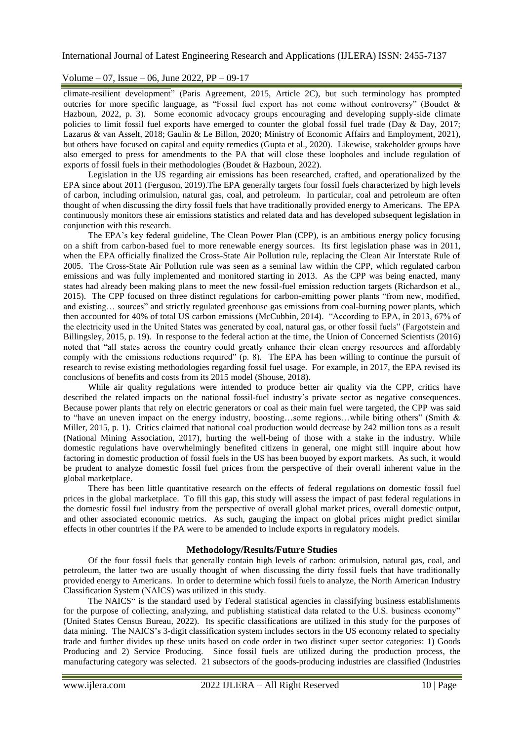climate-resilient development" (Paris Agreement, 2015, Article 2C), but such terminology has prompted outcries for more specific language, as "Fossil fuel export has not come without controversy" (Boudet & Hazboun, 2022, p. 3). Some economic advocacy groups encouraging and developing supply-side climate policies to limit fossil fuel exports have emerged to counter the global fossil fuel trade (Day & Day, 2017; Lazarus & van Asselt, 2018; Gaulin & Le Billon, 2020; Ministry of Economic Affairs and Employment, 2021), but others have focused on capital and equity remedies (Gupta et al., 2020). Likewise, stakeholder groups have also emerged to press for amendments to the PA that will close these loopholes and include regulation of exports of fossil fuels in their methodologies (Boudet & Hazboun, 2022).

Legislation in the US regarding air emissions has been researched, crafted, and operationalized by the EPA since about 2011 (Ferguson, 2019).The EPA generally targets four fossil fuels characterized by high levels of carbon, including orimulsion, natural gas, coal, and petroleum. In particular, coal and petroleum are often thought of when discussing the dirty fossil fuels that have traditionally provided energy to Americans. The EPA continuously monitors these air emissions statistics and related data and has developed subsequent legislation in conjunction with this research.

The EPA's key federal guideline, The Clean Power Plan (CPP), is an ambitious energy policy focusing on a shift from carbon-based fuel to more renewable energy sources. Its first legislation phase was in 2011, when the EPA officially finalized the Cross-State Air Pollution rule, replacing the Clean Air Interstate Rule of 2005. The Cross-State Air Pollution rule was seen as a seminal law within the CPP, which regulated carbon emissions and was fully implemented and monitored starting in 2013. As the CPP was being enacted, many states had already been making plans to meet the new fossil-fuel emission reduction targets (Richardson et al., 2015). The CPP focused on three distinct regulations for carbon-emitting power plants "from new, modified, and existing… sources" and strictly regulated greenhouse gas emissions from coal-burning power plants, which then accounted for 40% of total US carbon emissions (McCubbin, 2014). "According to EPA, in 2013, 67% of the electricity used in the United States was generated by coal, natural gas, or other fossil fuels" (Fargotstein and Billingsley, 2015, p. 19). In response to the federal action at the time, the Union of Concerned Scientists (2016) noted that "all states across the country could greatly enhance their clean energy resources and affordably comply with the emissions reductions required" (p. 8). The EPA has been willing to continue the pursuit of research to revise existing methodologies regarding fossil fuel usage. For example, in 2017, the EPA revised its conclusions of benefits and costs from its 2015 model (Shouse, 2018).

While air quality regulations were intended to produce better air quality via the CPP, critics have described the related impacts on the national fossil-fuel industry's private sector as negative consequences. Because power plants that rely on electric generators or coal as their main fuel were targeted, the CPP was said to "have an uneven impact on the energy industry, boosting…some regions…while biting others" (Smith & Miller, 2015, p. 1). Critics claimed that national coal production would decrease by 242 million tons as a result (National Mining Association, 2017), hurting the well-being of those with a stake in the industry. While domestic regulations have overwhelmingly benefited citizens in general, one might still inquire about how factoring in domestic production of fossil fuels in the US has been buoyed by export markets. As such, it would be prudent to analyze domestic fossil fuel prices from the perspective of their overall inherent value in the global marketplace.

There has been little quantitative research on the effects of federal regulations on domestic fossil fuel prices in the global marketplace. To fill this gap, this study will assess the impact of past federal regulations in the domestic fossil fuel industry from the perspective of overall global market prices, overall domestic output, and other associated economic metrics. As such, gauging the impact on global prices might predict similar effects in other countries if the PA were to be amended to include exports in regulatory models.

## Methodology/Results/Future Studies

Of the four fossil fuels that generally contain high levels of carbon: orimulsion, natural gas, coal, and petroleum, the latter two are usually thought of when discussing the dirty fossil fuels that have traditionally provided energy to Americans. In order to determine which fossil fuels to analyze, the North American Industry Classification System (NAICS) was utilized in this study.

The NAICS" is the standard used by Federal statistical agencies in classifying business establishments for the purpose of collecting, analyzing, and publishing statistical data related to the U.S. business economy" (United States Census Bureau, 2022). Its specific classifications are utilized in this study for the purposes of data mining. The NAICS's 3-digit classification system includes sectors in the US economy related to specialty trade and further divides up these units based on code order in two distinct super sector categories: 1) Goods Producing and 2) Service Producing. Since fossil fuels are utilized during the production process, the manufacturing category was selected. 21 subsectors of the goods-producing industries are classified (Industries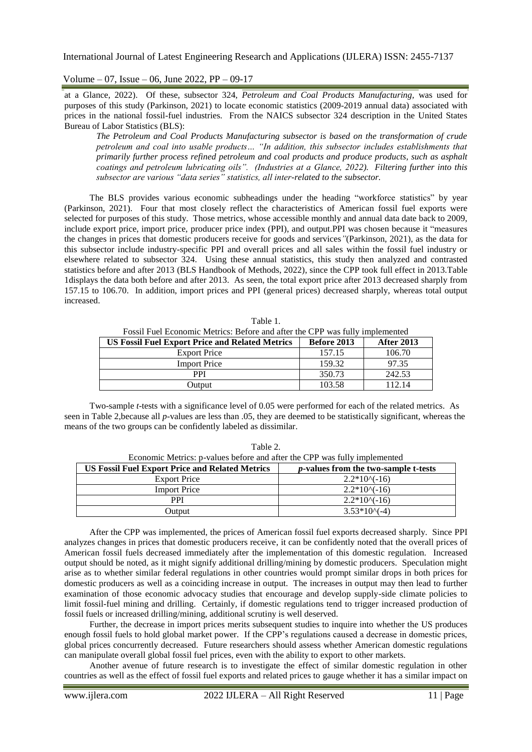at a Glance, 2022). Of these, subsector 324, *Petroleum and Coal Products Manufacturing,* was used for purposes of this study (Parkinson, 2021) to locate economic statistics (2009-2019 annual data) associated with prices in the national fossil-fuel industries. From the NAICS subsector 324 description in the United States Bureau of Labor Statistics (BLS):

> *The Petroleum and Coal Products Manufacturing subsector is based on the transformation of crude petroleum and coal into usable products… "In addition, this subsector includes establishments that primarily further process refined petroleum and coal products and produce products, such as asphalt coatings and petroleum lubricating oils". (Industries at a Glance, 2022). Filtering further into this subsector are various "data series" statistics, all inter-related to the subsector.*

The BLS provides various economic subheadings under the heading "workforce statistics" by year (Parkinson, 2021). Four that most closely reflect the characteristics of American fossil fuel exports were selected for purposes of this study. Those metrics, whose accessible monthly and annual data date back to 2009, include export price, import price, producer price index (PPI), and output.PPI was chosen because it "measures the changes in prices that domestic producers receive for goods and services*"*(Parkinson, 2021), as the data for this subsector include industry-specific PPI and overall prices and all sales within the fossil fuel industry or elsewhere related to subsector 324. Using these annual statistics, this study then analyzed and contrasted statistics before and after 2013 (BLS Handbook of Methods, 2022), since the CPP took full effect in 2013.Table 1displays the data both before and after 2013. As seen, the total export price after 2013 decreased sharply from 157.15 to 106.70. In addition, import prices and PPI (general prices) decreased sharply, whereas total output increased.

Table 1.
Fossil Fuel Economic Metrics: Before and after the CPP was fully implemented

| US Fossil Fuel Export Price and Related Metrics | Before 2013 | After 2013 |
|---|---|---|
| Export Price | 157.15 | 106.70 |
| Import Price | 159.32 | 97.35 |
| PPI | 350.73 | 242.53 |
| Output | 103.58 | 112.14 |

Two-sample *t*-tests with a significance level of 0.05 were performed for each of the related metrics. As seen in Table 2,because all *p*-values are less than .05, they are deemed to be statistically significant, whereas the means of the two groups can be confidently labeled as dissimilar.

Table 2.
Economic Metrics: p-values before and after the CPP was fully implemented

| US Fossil Fuel Export Price and Related Metrics | *p*-values from the two-sample t-tests |
|---|---|
| Export Price | 2.2*10^(-16) |
| Import Price | 2.2*10^(-16) |
| PPI | 2.2*10^(-16) |
| Output | 3.53*10^(-4) |

After the CPP was implemented, the prices of American fossil fuel exports decreased sharply. Since PPI analyzes changes in prices that domestic producers receive, it can be confidently noted that the overall prices of American fossil fuels decreased immediately after the implementation of this domestic regulation. Increased output should be noted, as it might signify additional drilling/mining by domestic producers. Speculation might arise as to whether similar federal regulations in other countries would prompt similar drops in both prices for domestic producers as well as a coinciding increase in output. The increases in output may then lead to further examination of those economic advocacy studies that encourage and develop supply-side climate policies to limit fossil-fuel mining and drilling. Certainly, if domestic regulations tend to trigger increased production of fossil fuels or increased drilling/mining, additional scrutiny is well deserved.

Further, the decrease in import prices merits subsequent studies to inquire into whether the US produces enough fossil fuels to hold global market power. If the CPP's regulations caused a decrease in domestic prices, global prices concurrently decreased. Future researchers should assess whether American domestic regulations can manipulate overall global fossil fuel prices, even with the ability to export to other markets.

Another avenue of future research is to investigate the effect of similar domestic regulation in other countries as well as the effect of fossil fuel exports and related prices to gauge whether it has a similar impact on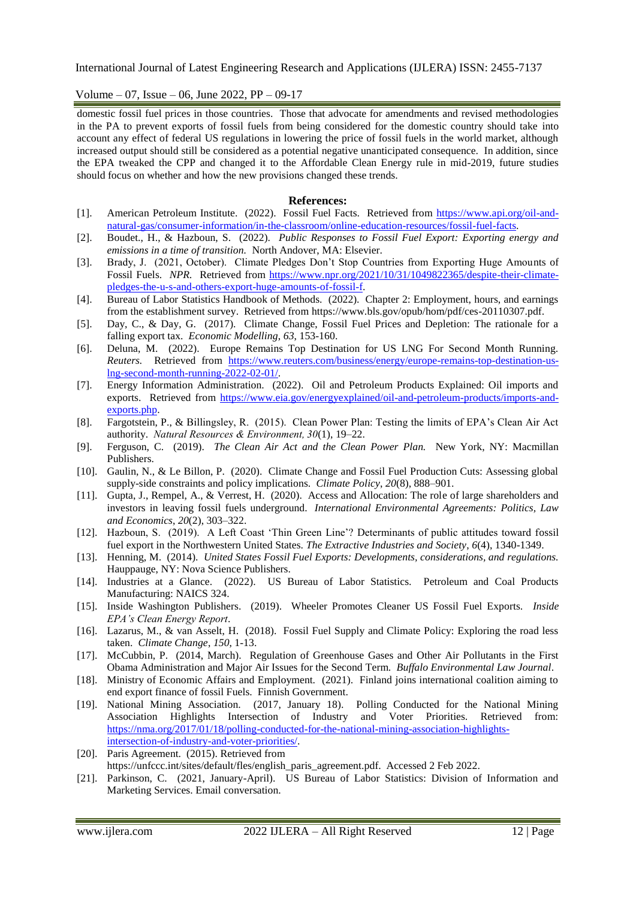domestic fossil fuel prices in those countries. Those that advocate for amendments and revised methodologies in the PA to prevent exports of fossil fuels from being considered for the domestic country should take into account any effect of federal US regulations in lowering the price of fossil fuels in the world market, although increased output should still be considered as a potential negative unanticipated consequence. In addition, since the EPA tweaked the CPP and changed it to the Affordable Clean Energy rule in mid-2019, future studies should focus on whether and how the new provisions changed these trends.

**References:**

[1]. American Petroleum Institute. (2022). Fossil Fuel Facts. Retrieved from https://www.api.org/oil-and-natural-gas/consumer-information/in-the-classroom/online-education-resources/fossil-fuel-facts.

[2]. Boudet., H., & Hazboun, S. (2022). *Public Responses to Fossil Fuel Export: Exporting energy and emissions in a time of transition.* North Andover, MA: Elsevier.

[3]. Brady, J. (2021, October). Climate Pledges Don't Stop Countries from Exporting Huge Amounts of Fossil Fuels. *NPR.* Retrieved from https://www.npr.org/2021/10/31/1049822365/despite-their-climate-pledges-the-u-s-and-others-export-huge-amounts-of-fossil-f.

[4]. Bureau of Labor Statistics Handbook of Methods. (2022). Chapter 2: Employment, hours, and earnings from the establishment survey. Retrieved from https://www.bls.gov/opub/hom/pdf/ces-20110307.pdf.

[5]. Day, C., & Day, G. (2017). Climate Change, Fossil Fuel Prices and Depletion: The rationale for a falling export tax. *Economic Modelling, 63,* 153-160.

[6]. Deluna, M. (2022). Europe Remains Top Destination for US LNG For Second Month Running. *Reuters.* Retrieved from https://www.reuters.com/business/energy/europe-remains-top-destination-us-lng-second-month-running-2022-02-01/.

[7]. Energy Information Administration. (2022). Oil and Petroleum Products Explained: Oil imports and exports. Retrieved from https://www.eia.gov/energyexplained/oil-and-petroleum-products/imports-and-exports.php.

[8]. Fargotstein, P., & Billingsley, R. (2015). Clean Power Plan: Testing the limits of EPA's Clean Air Act authority. *Natural Resources & Environment, 30*(1), 19–22.

[9]. Ferguson, C. (2019). *The Clean Air Act and the Clean Power Plan.* New York, NY: Macmillan Publishers.

[10]. Gaulin, N., & Le Billon, P. (2020). Climate Change and Fossil Fuel Production Cuts: Assessing global supply-side constraints and policy implications. *Climate Policy, 20*(8), 888–901.

[11]. Gupta, J., Rempel, A., & Verrest, H. (2020). Access and Allocation: The role of large shareholders and investors in leaving fossil fuels underground. *International Environmental Agreements: Politics, Law and Economics, 20*(2), 303–322.

[12]. Hazboun, S. (2019). A Left Coast 'Thin Green Line'? Determinants of public attitudes toward fossil fuel export in the Northwestern United States. *The Extractive Industries and Society, 6*(4), 1340-1349.

[13]. Henning, M. (2014). *United States Fossil Fuel Exports: Developments, considerations, and regulations.* Hauppauge, NY: Nova Science Publishers.

[14]. Industries at a Glance. (2022). US Bureau of Labor Statistics. Petroleum and Coal Products Manufacturing: NAICS 324.

[15]. Inside Washington Publishers. (2019). Wheeler Promotes Cleaner US Fossil Fuel Exports. *Inside EPA's Clean Energy Report*.

[16]. Lazarus, M., & van Asselt, H. (2018). Fossil Fuel Supply and Climate Policy: Exploring the road less taken. *Climate Change, 150,* 1-13.

[17]. McCubbin, P. (2014, March). Regulation of Greenhouse Gases and Other Air Pollutants in the First Obama Administration and Major Air Issues for the Second Term. *Buffalo Environmental Law Journal*.

[18]. Ministry of Economic Affairs and Employment. (2021). Finland joins international coalition aiming to end export finance of fossil Fuels. Finnish Government.

[19]. National Mining Association. (2017, January 18). Polling Conducted for the National Mining Association Highlights Intersection of Industry and Voter Priorities. Retrieved from: https://nma.org/2017/01/18/polling-conducted-for-the-national-mining-association-highlights-intersection-of-industry-and-voter-priorities/.

[20]. Paris Agreement. (2015). Retrieved from https://unfccc.int/sites/default/fles/english_paris_agreement.pdf. Accessed 2 Feb 2022.

[21]. Parkinson, C. (2021, January-April). US Bureau of Labor Statistics: Division of Information and Marketing Services. Email conversation.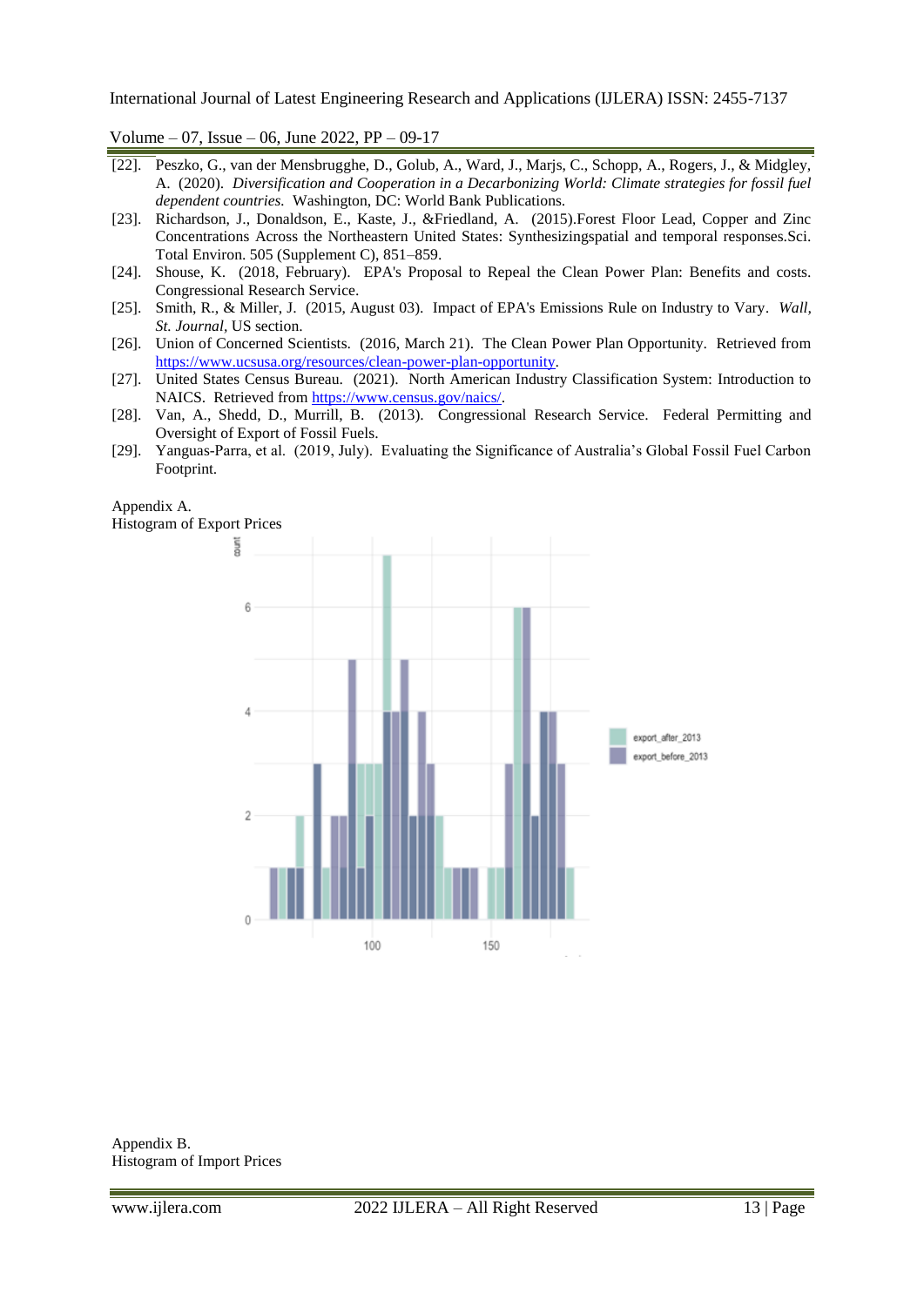[22]. Peszko, G., van der Mensbrugghe, D., Golub, A., Ward, J., Marjs, C., Schopp, A., Rogers, J., & Midgley, A. (2020). *Diversification and Cooperation in a Decarbonizing World: Climate strategies for fossil fuel dependent countries.* Washington, DC: World Bank Publications.

[23]. Richardson, J., Donaldson, E., Kaste, J., &Friedland, A. (2015).Forest Floor Lead, Copper and Zinc Concentrations Across the Northeastern United States: Synthesizingspatial and temporal responses.Sci. Total Environ. 505 (Supplement C), 851–859.

[24]. Shouse, K. (2018, February). EPA's Proposal to Repeal the Clean Power Plan: Benefits and costs. Congressional Research Service.

[25]. Smith, R., & Miller, J. (2015, August 03). Impact of EPA's Emissions Rule on Industry to Vary. *Wall, St. Journal*, US section.

[26]. Union of Concerned Scientists. (2016, March 21). The Clean Power Plan Opportunity. Retrieved from https://www.ucsusa.org/resources/clean-power-plan-opportunity.

[27]. United States Census Bureau. (2021). North American Industry Classification System: Introduction to NAICS. Retrieved from https://www.census.gov/naics/.

[28]. Van, A., Shedd, D., Murrill, B. (2013). Congressional Research Service. Federal Permitting and Oversight of Export of Fossil Fuels.

[29]. Yanguas-Parra, et al. (2019, July). Evaluating the Significance of Australia's Global Fossil Fuel Carbon Footprint.

Appendix A.
Histogram of Export Prices

Appendix B.
Histogram of Import Prices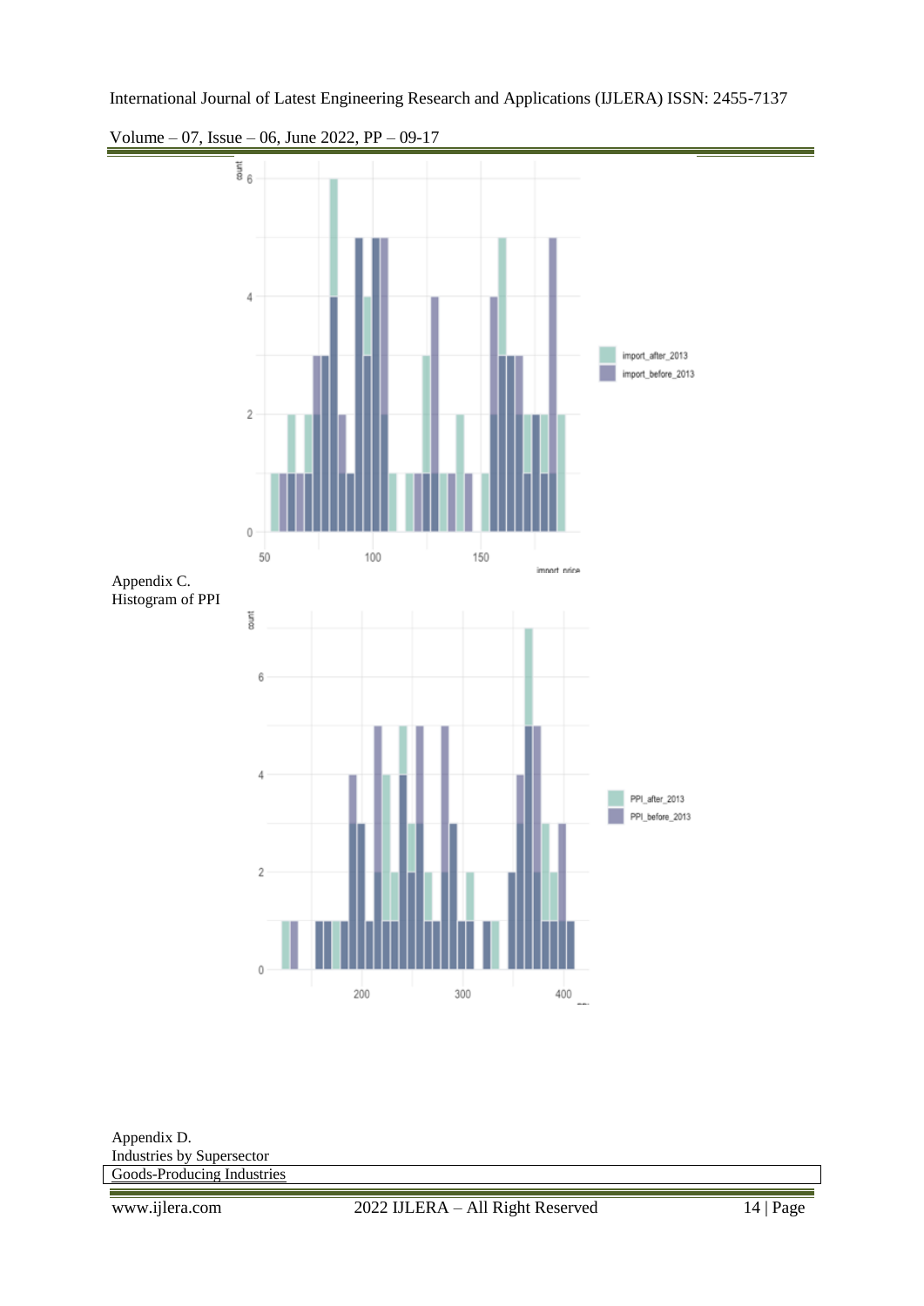Appendix C.
Histogram of PPI

Appendix D.
Industries by Supersector

| Goods-Producing Industries |
| --- |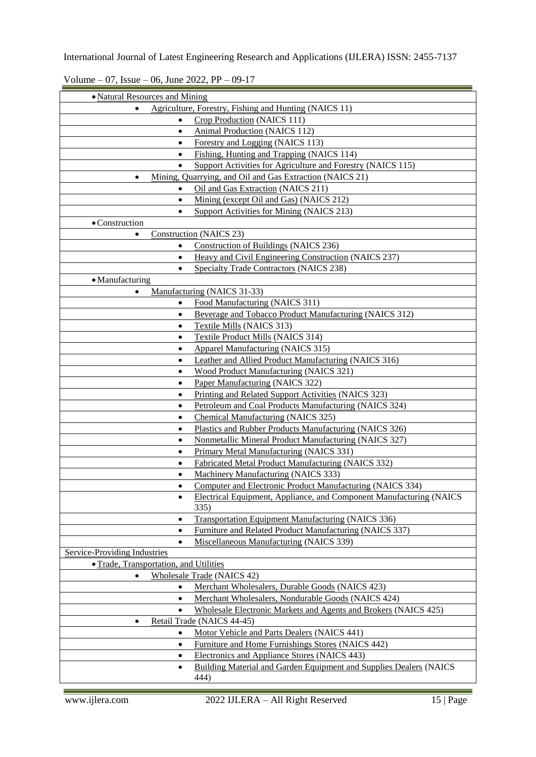| |
|---|
| • Natural Resources and Mining |
| • Agriculture, Forestry, Fishing and Hunting (NAICS 11) |
| • Crop Production (NAICS 111) |
| • Animal Production (NAICS 112) |
| • Forestry and Logging (NAICS 113) |
| • Fishing, Hunting and Trapping (NAICS 114) |
| • Support Activities for Agriculture and Forestry (NAICS 115) |
| • Mining, Quarrying, and Oil and Gas Extraction (NAICS 21) |
| • Oil and Gas Extraction (NAICS 211) |
| • Mining (except Oil and Gas) (NAICS 212) |
| • Support Activities for Mining (NAICS 213) |
| • Construction |
| • Construction (NAICS 23) |
| • Construction of Buildings (NAICS 236) |
| • Heavy and Civil Engineering Construction (NAICS 237) |
| • Specialty Trade Contractors (NAICS 238) |
| • Manufacturing |
| • Manufacturing (NAICS 31-33) |
| • Food Manufacturing (NAICS 311) |
| • Beverage and Tobacco Product Manufacturing (NAICS 312) |
| • Textile Mills (NAICS 313) |
| • Textile Product Mills (NAICS 314) |
| • Apparel Manufacturing (NAICS 315) |
| • Leather and Allied Product Manufacturing (NAICS 316) |
| • Wood Product Manufacturing (NAICS 321) |
| • Paper Manufacturing (NAICS 322) |
| • Printing and Related Support Activities (NAICS 323) |
| • Petroleum and Coal Products Manufacturing (NAICS 324) |
| • Chemical Manufacturing (NAICS 325) |
| • Plastics and Rubber Products Manufacturing (NAICS 326) |
| • Nonmetallic Mineral Product Manufacturing (NAICS 327) |
| • Primary Metal Manufacturing (NAICS 331) |
| • Fabricated Metal Product Manufacturing (NAICS 332) |
| • Machinery Manufacturing (NAICS 333) |
| • Computer and Electronic Product Manufacturing (NAICS 334) |
| • Electrical Equipment, Appliance, and Component Manufacturing (NAICS 335) |
| • Transportation Equipment Manufacturing (NAICS 336) |
| • Furniture and Related Product Manufacturing (NAICS 337) |
| • Miscellaneous Manufacturing (NAICS 339) |
| Service-Providing Industries |
| • Trade, Transportation, and Utilities |
| • Wholesale Trade (NAICS 42) |
| • Merchant Wholesalers, Durable Goods (NAICS 423) |
| • Merchant Wholesalers, Nondurable Goods (NAICS 424) |
| • Wholesale Electronic Markets and Agents and Brokers (NAICS 425) |
| • Retail Trade (NAICS 44-45) |
| • Motor Vehicle and Parts Dealers (NAICS 441) |
| • Furniture and Home Furnishings Stores (NAICS 442) |
| • Electronics and Appliance Stores (NAICS 443) |
| • Building Material and Garden Equipment and Supplies Dealers (NAICS 444) |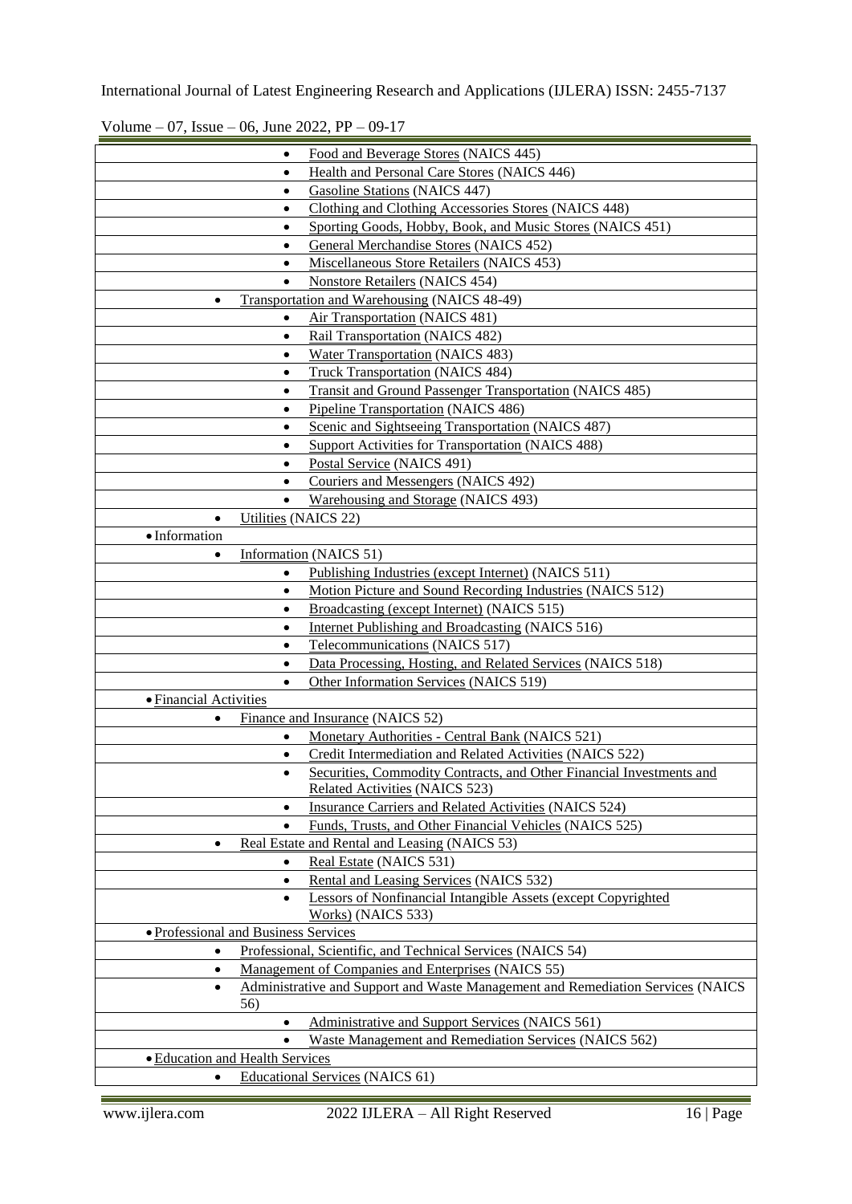- Food and Beverage Stores (NAICS 445)
- Health and Personal Care Stores (NAICS 446)
- Gasoline Stations (NAICS 447)
- Clothing and Clothing Accessories Stores (NAICS 448)
- Sporting Goods, Hobby, Book, and Music Stores (NAICS 451)
- General Merchandise Stores (NAICS 452)
- Miscellaneous Store Retailers (NAICS 453)
- Nonstore Retailers (NAICS 454)

- Transportation and Warehousing (NAICS 48-49)
    - Air Transportation (NAICS 481)
    - Rail Transportation (NAICS 482)
    - Water Transportation (NAICS 483)
    - Truck Transportation (NAICS 484)
    - Transit and Ground Passenger Transportation (NAICS 485)
    - Pipeline Transportation (NAICS 486)
    - Scenic and Sightseeing Transportation (NAICS 487)
    - Support Activities for Transportation (NAICS 488)
    - Postal Service (NAICS 491)
    - Couriers and Messengers (NAICS 492)
    - Warehousing and Storage (NAICS 493)
- Utilities (NAICS 22)

- Information
    - Information (NAICS 51)
        - Publishing Industries (except Internet) (NAICS 511)
        - Motion Picture and Sound Recording Industries (NAICS 512)
        - Broadcasting (except Internet) (NAICS 515)
        - Internet Publishing and Broadcasting (NAICS 516)
        - Telecommunications (NAICS 517)
        - Data Processing, Hosting, and Related Services (NAICS 518)
        - Other Information Services (NAICS 519)

- Financial Activities
    - Finance and Insurance (NAICS 52)
        - Monetary Authorities - Central Bank (NAICS 521)
        - Credit Intermediation and Related Activities (NAICS 522)
        - Securities, Commodity Contracts, and Other Financial Investments and Related Activities (NAICS 523)
        - Insurance Carriers and Related Activities (NAICS 524)
        - Funds, Trusts, and Other Financial Vehicles (NAICS 525)
    - Real Estate and Rental and Leasing (NAICS 53)
        - Real Estate (NAICS 531)
        - Rental and Leasing Services (NAICS 532)
        - Lessors of Nonfinancial Intangible Assets (except Copyrighted Works) (NAICS 533)

- Professional and Business Services
    - Professional, Scientific, and Technical Services (NAICS 54)
    - Management of Companies and Enterprises (NAICS 55)
    - Administrative and Support and Waste Management and Remediation Services (NAICS 56)
        - Administrative and Support Services (NAICS 561)
        - Waste Management and Remediation Services (NAICS 562)

- Education and Health Services
    - Educational Services (NAICS 61)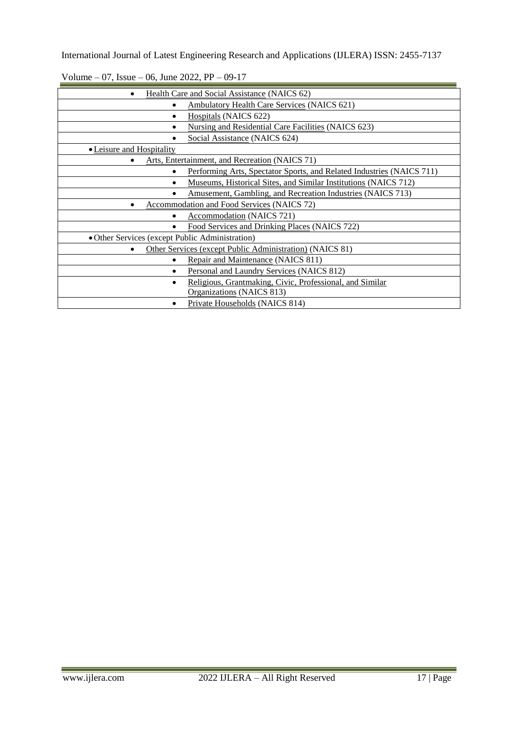| |
|---|
| • Health Care and Social Assistance (NAICS 62) |
| • Ambulatory Health Care Services (NAICS 621) |
| • Hospitals (NAICS 622) |
| • Nursing and Residential Care Facilities (NAICS 623) |
| • Social Assistance (NAICS 624) |
| • Leisure and Hospitality |
| • Arts, Entertainment, and Recreation (NAICS 71) |
| • Performing Arts, Spectator Sports, and Related Industries (NAICS 711) |
| • Museums, Historical Sites, and Similar Institutions (NAICS 712) |
| • Amusement, Gambling, and Recreation Industries (NAICS 713) |
| • Accommodation and Food Services (NAICS 72) |
| • Accommodation (NAICS 721) |
| • Food Services and Drinking Places (NAICS 722) |
| • Other Services (except Public Administration) |
| • Other Services (except Public Administration) (NAICS 81) |
| • Repair and Maintenance (NAICS 811) |
| • Personal and Laundry Services (NAICS 812) |
| • Religious, Grantmaking, Civic, Professional, and Similar Organizations (NAICS 813) |
| • Private Households (NAICS 814) |